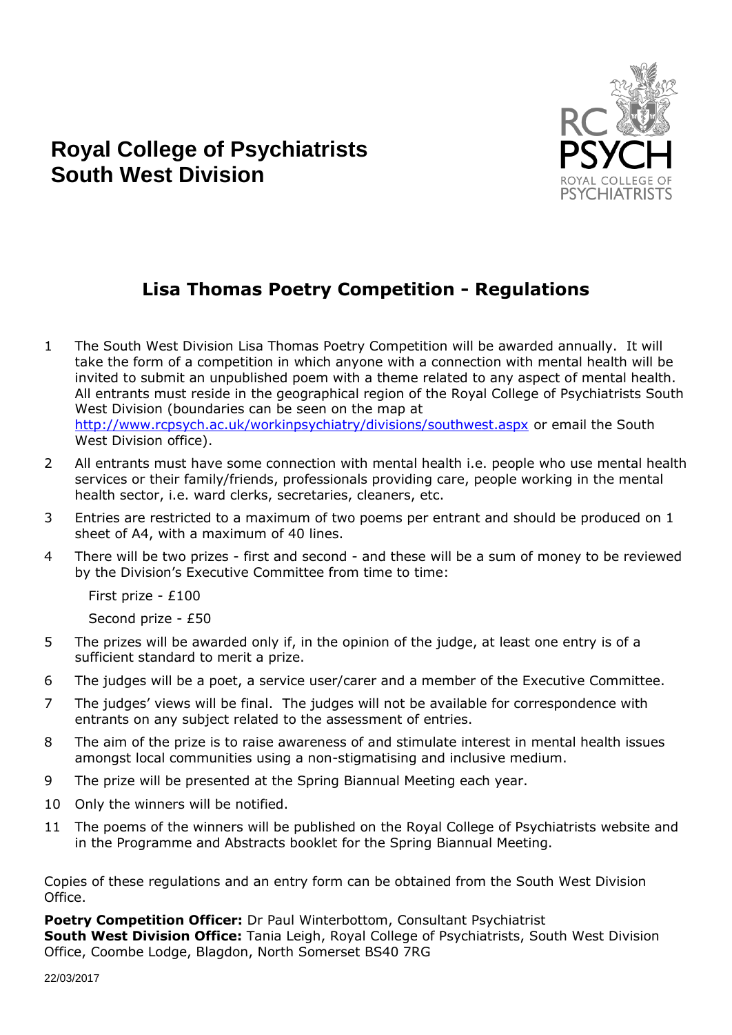# Royal College of Psychiatrists
# South West Division

## Lisa Thomas Poetry Competition - Regulations

1. The South West Division Lisa Thomas Poetry Competition will be awarded annually. It will take the form of a competition in which anyone with a connection with mental health will be invited to submit an unpublished poem with a theme related to any aspect of mental health. All entrants must reside in the geographical region of the Royal College of Psychiatrists South West Division (boundaries can be seen on the map at http://www.rcpsych.ac.uk/workinpsychiatry/divisions/southwest.aspx or email the South West Division office).
2. All entrants must have some connection with mental health i.e. people who use mental health services or their family/friends, professionals providing care, people working in the mental health sector, i.e. ward clerks, secretaries, cleaners, etc.
3. Entries are restricted to a maximum of two poems per entrant and should be produced on 1 sheet of A4, with a maximum of 40 lines.
4. There will be two prizes - first and second - and these will be a sum of money to be reviewed by the Division's Executive Committee from time to time:

   First prize - £100

   Second prize - £50
5. The prizes will be awarded only if, in the opinion of the judge, at least one entry is of a sufficient standard to merit a prize.
6. The judges will be a poet, a service user/carer and a member of the Executive Committee.
7. The judges' views will be final. The judges will not be available for correspondence with entrants on any subject related to the assessment of entries.
8. The aim of the prize is to raise awareness of and stimulate interest in mental health issues amongst local communities using a non-stigmatising and inclusive medium.
9. The prize will be presented at the Spring Biannual Meeting each year.
10. Only the winners will be notified.
11. The poems of the winners will be published on the Royal College of Psychiatrists website and in the Programme and Abstracts booklet for the Spring Biannual Meeting.

Copies of these regulations and an entry form can be obtained from the South West Division Office.

**Poetry Competition Officer:** Dr Paul Winterbottom, Consultant Psychiatrist
**South West Division Office:** Tania Leigh, Royal College of Psychiatrists, South West Division Office, Coombe Lodge, Blagdon, North Somerset BS40 7RG

22/03/2017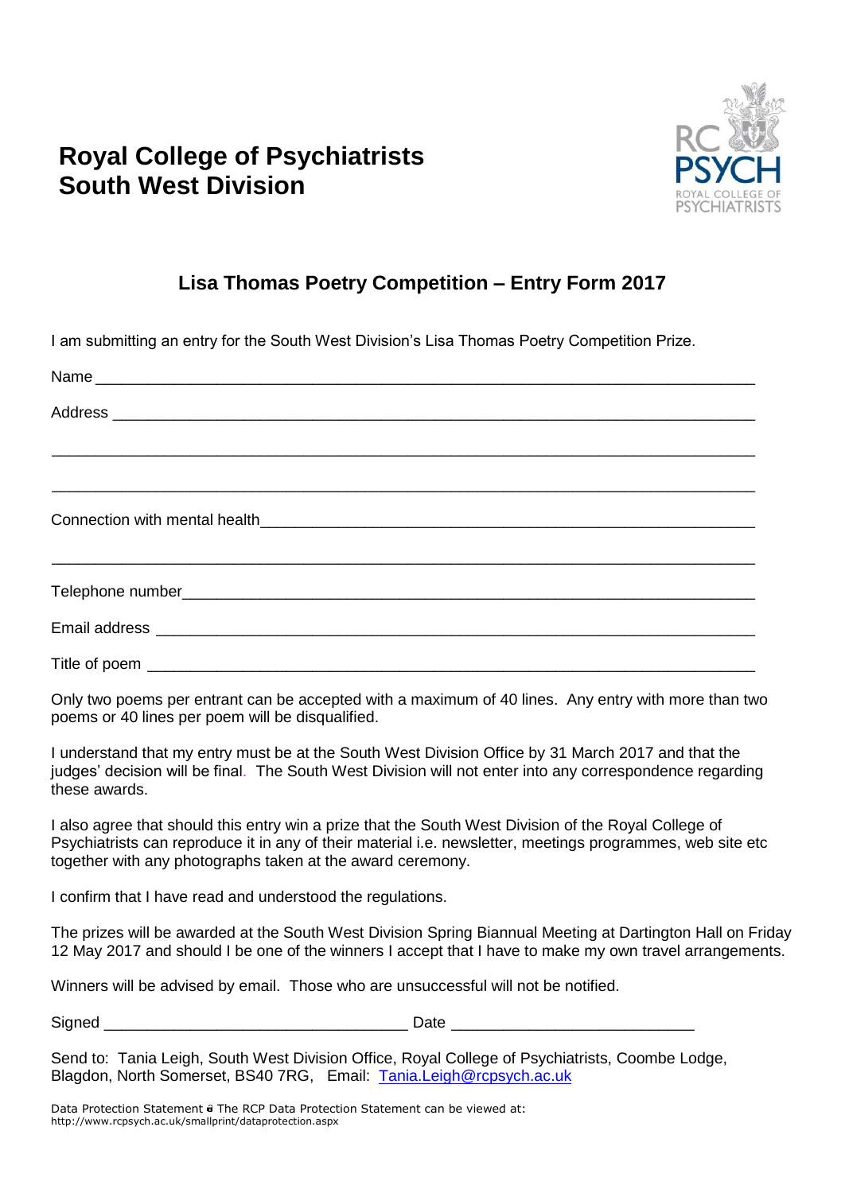# Royal College of Psychiatrists South West Division

## Lisa Thomas Poetry Competition – Entry Form 2017

I am submitting an entry for the South West Division's Lisa Thomas Poetry Competition Prize.

Name ___________________________________________________________________________

Address _________________________________________________________________________

________________________________________________________________________________

________________________________________________________________________________

Connection with mental health______________________________________________________

________________________________________________________________________________

Telephone number_________________________________________________________________

Email address ____________________________________________________________________

Title of poem _____________________________________________________________________

Only two poems per entrant can be accepted with a maximum of 40 lines. Any entry with more than two poems or 40 lines per poem will be disqualified.

I understand that my entry must be at the South West Division Office by 31 March 2017 and that the judges' decision will be final. The South West Division will not enter into any correspondence regarding these awards.

I also agree that should this entry win a prize that the South West Division of the Royal College of Psychiatrists can reproduce it in any of their material i.e. newsletter, meetings programmes, web site etc together with any photographs taken at the award ceremony.

I confirm that I have read and understood the regulations.

The prizes will be awarded at the South West Division Spring Biannual Meeting at Dartington Hall on Friday 12 May 2017 and should I be one of the winners I accept that I have to make my own travel arrangements.

Winners will be advised by email. Those who are unsuccessful will not be notified.

Signed ___________________________________ Date ___________________________

Send to: Tania Leigh, South West Division Office, Royal College of Psychiatrists, Coombe Lodge, Blagdon, North Somerset, BS40 7RG, Email: Tania.Leigh@rcpsych.ac.uk

Data Protection Statement – The RCP Data Protection Statement can be viewed at: http://www.rcpsych.ac.uk/smallprint/dataprotection.aspx